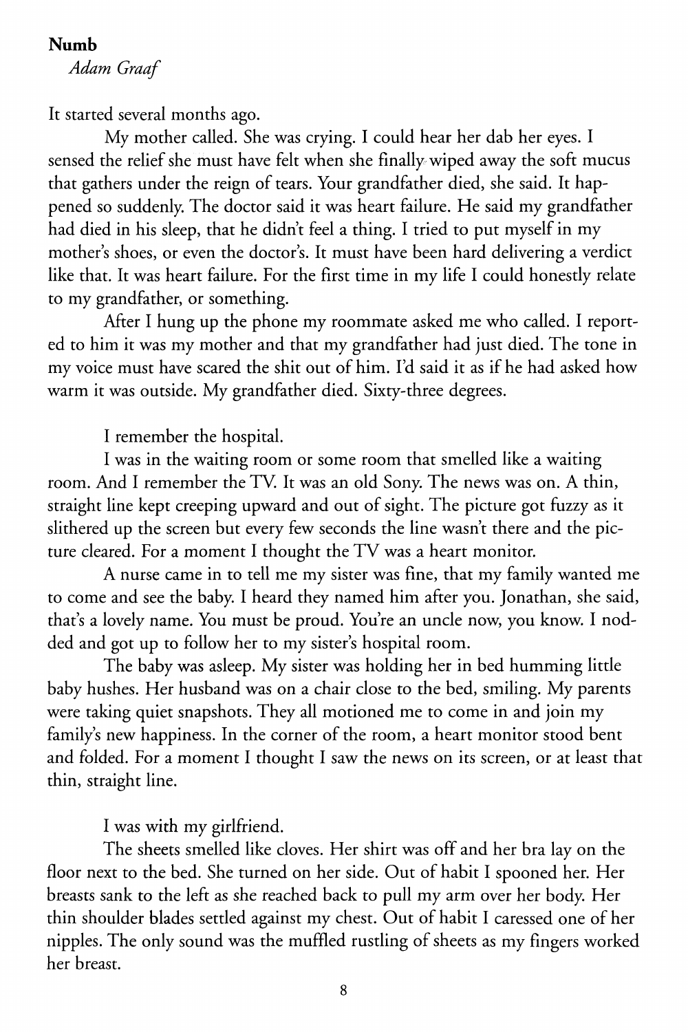**Numb**

*Adam Graaf*

It started several months ago.

My mother called. She was crying. I could hear her dab her eyes. I sensed the relief she must have felt when she finally wiped away the soft mucus that gathers under the reign of tears. Your grandfather died, she said. It happened so suddenly. The doctor said it was heart failure. He said my grandfather had died in his sleep, that he didn't feel a thing. I tried to put myself in my mother's shoes, or even the doctor's. It must have been hard delivering a verdict like that. It was heart failure. For the first time in my life I could honestly relate to my grandfather, or something.

After I hung up the phone my roommate asked me who called. I reported to him it was my mother and that my grandfather had just died. The tone in my voice must have scared the shit out of him. I'd said it as if he had asked how warm it was outside. My grandfather died. Sixty-three degrees.

I remember the hospital.

I was in the waiting room or some room that smelled like a waiting room. And I remember the TV. It was an old Sony. The news was on. A thin, straight line kept creeping upward and out of sight. The picture got fuzzy as it slithered up the screen but every few seconds the line wasn't there and the picture cleared. For a moment I thought the TV was a heart monitor.

A nurse came in to tell me my sister was fine, that my family wanted me to come and see the baby. I heard they named him after you. Jonathan, she said, that's a lovely name. You must be proud. You're an uncle now, you know. I nodded and got up to follow her to my sister's hospital room.

The baby was asleep. My sister was holding her in bed humming little baby hushes. Her husband was on a chair close to the bed, smiling. My parents were taking quiet snapshots. They all motioned me to come in and join my family's new happiness. In the corner of the room, a heart monitor stood bent and folded. For a moment I thought I saw the news on its screen, or at least that thin, straight line.

I was with my girlfriend.

The sheets smelled like cloves. Her shirt was off and her bra lay on the floor next to the bed. She turned on her side. Out of habit I spooned her. Her breasts sank to the left as she reached back to pull my arm over her body. Her thin shoulder blades settled against my chest. Out of habit I caressed one of her nipples. The only sound was the muffled rustling of sheets as my fingers worked her breast.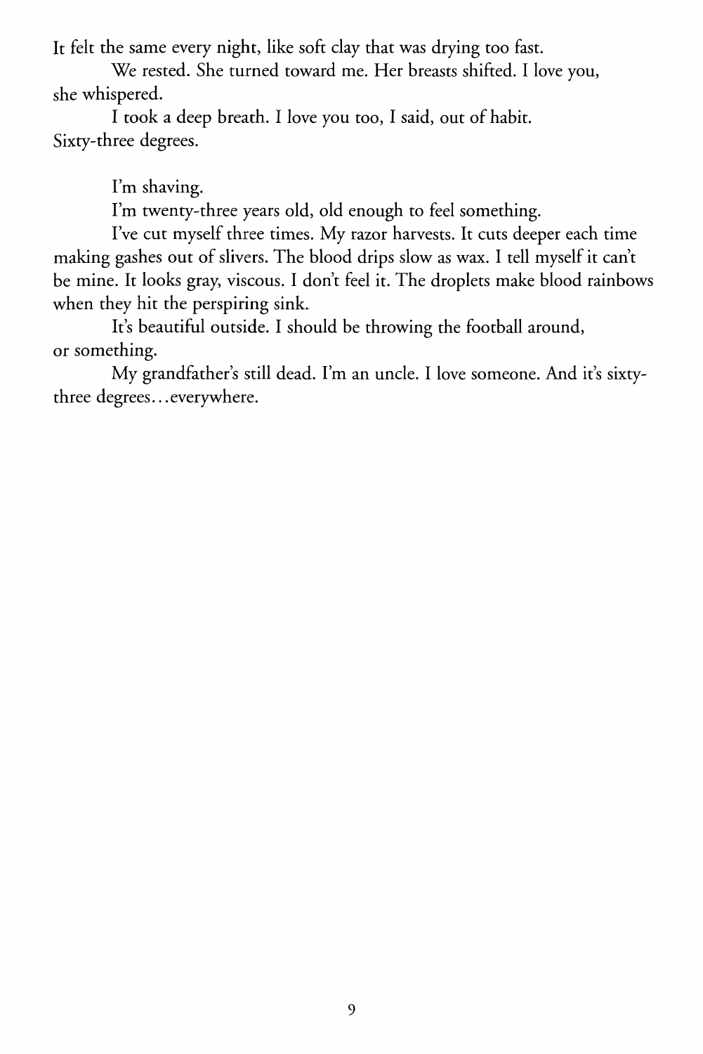It felt the same every night, like soft clay that was drying too fast.

We rested. She turned toward me. Her breasts shifted. I love you, she whispered.

I took a deep breath. I love you too, I said, out of habit. Sixty-three degrees.

I'm shaving.

I'm twenty-three years old, old enough to feel something.

I've cut myself three times. My razor harvests. It cuts deeper each time making gashes out of slivers. The blood drips slow as wax. I tell myself it can't be mine. It looks gray, viscous. I don't feel it. The droplets make blood rainbows when they hit the perspiring sink.

It's beautiful outside. I should be throwing the football around, or something.

My grandfather's still dead. I'm an uncle. I love someone. And it's sixty-three degrees…everywhere.